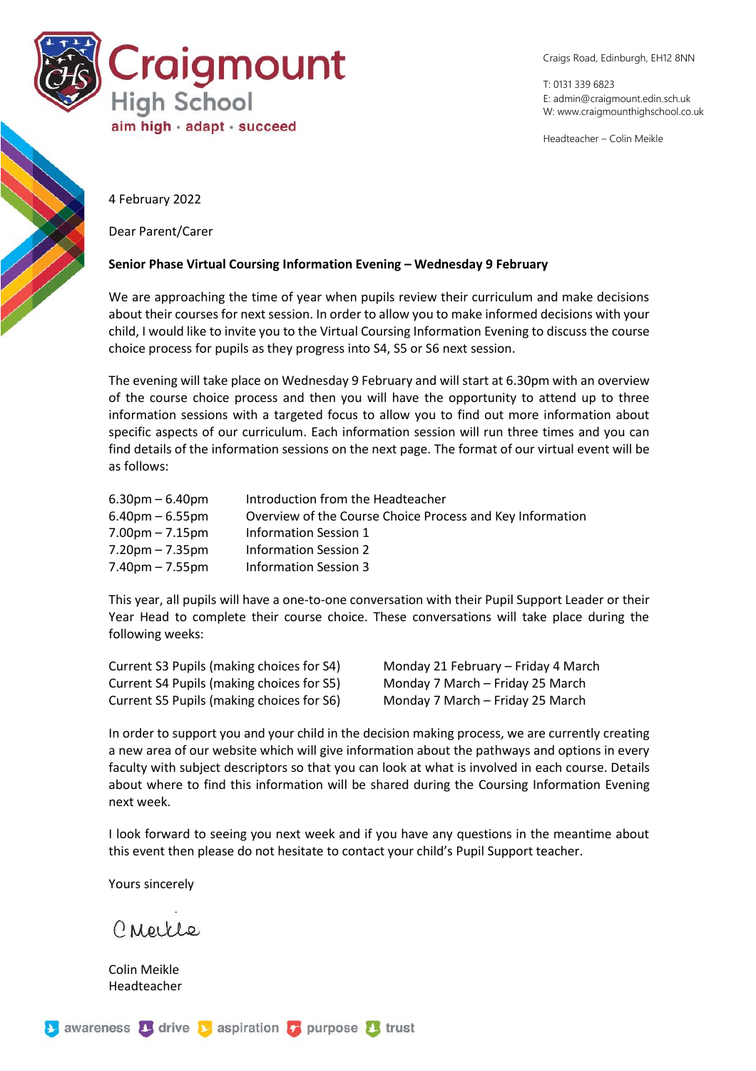# Craigmount High School

aim high • adapt • succeed

Craigs Road, Edinburgh, EH12 8NN

T: 0131 339 6823
E: admin@craigmount.edin.sch.uk
W: www.craigmounthighschool.co.uk

Headteacher – Colin Meikle

4 February 2022

Dear Parent/Carer

**Senior Phase Virtual Coursing Information Evening – Wednesday 9 February**

We are approaching the time of year when pupils review their curriculum and make decisions about their courses for next session. In order to allow you to make informed decisions with your child, I would like to invite you to the Virtual Coursing Information Evening to discuss the course choice process for pupils as they progress into S4, S5 or S6 next session.

The evening will take place on Wednesday 9 February and will start at 6.30pm with an overview of the course choice process and then you will have the opportunity to attend up to three information sessions with a targeted focus to allow you to find out more information about specific aspects of our curriculum. Each information session will run three times and you can find details of the information sessions on the next page. The format of our virtual event will be as follows:

| | |
|---|---|
| 6.30pm – 6.40pm | Introduction from the Headteacher |
| 6.40pm – 6.55pm | Overview of the Course Choice Process and Key Information |
| 7.00pm – 7.15pm | Information Session 1 |
| 7.20pm – 7.35pm | Information Session 2 |
| 7.40pm – 7.55pm | Information Session 3 |

This year, all pupils will have a one-to-one conversation with their Pupil Support Leader or their Year Head to complete their course choice. These conversations will take place during the following weeks:

| | |
|---|---|
| Current S3 Pupils (making choices for S4) | Monday 21 February – Friday 4 March |
| Current S4 Pupils (making choices for S5) | Monday 7 March – Friday 25 March |
| Current S5 Pupils (making choices for S6) | Monday 7 March – Friday 25 March |

In order to support you and your child in the decision making process, we are currently creating a new area of our website which will give information about the pathways and options in every faculty with subject descriptors so that you can look at what is involved in each course. Details about where to find this information will be shared during the Coursing Information Evening next week.

I look forward to seeing you next week and if you have any questions in the meantime about this event then please do not hesitate to contact your child's Pupil Support teacher.

Yours sincerely

C Meikle

Colin Meikle
Headteacher

awareness • drive • aspiration • purpose • trust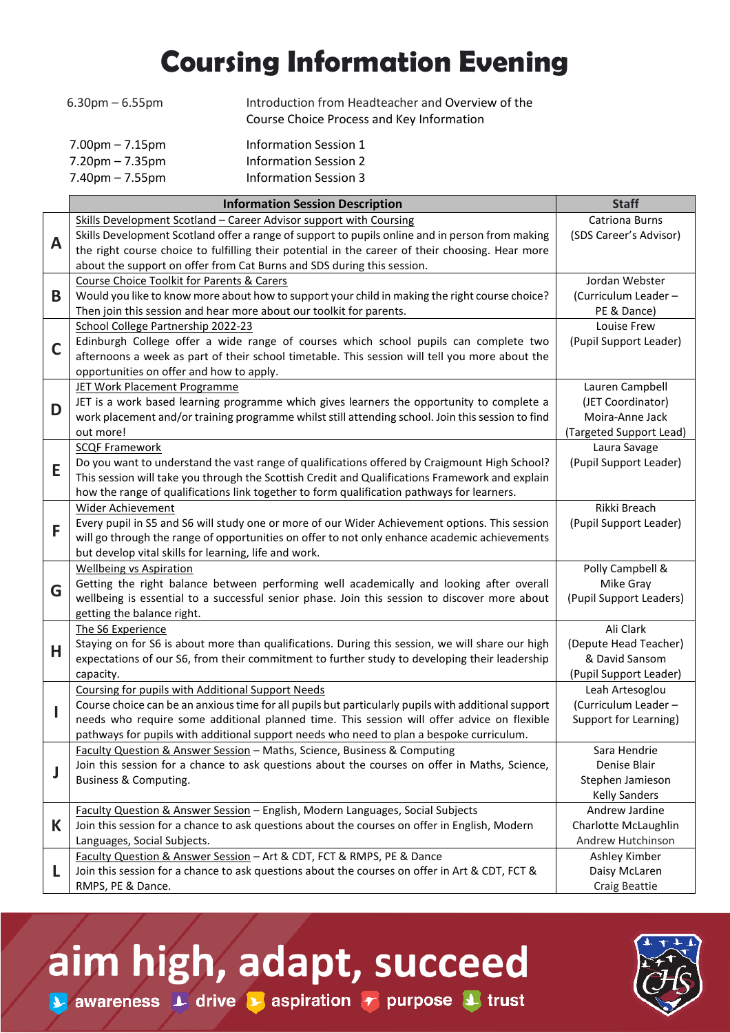# Coursing Information Evening

| | |
|---|---|
| 6.30pm – 6.55pm | Introduction from Headteacher and Overview of the Course Choice Process and Key Information |
| 7.00pm – 7.15pm | Information Session 1 |
| 7.20pm – 7.35pm | Information Session 2 |
| 7.40pm – 7.55pm | Information Session 3 |

| | Information Session Description | Staff |
|---|---|---|
| **A** | Skills Development Scotland – Career Advisor support with Coursing<br>Skills Development Scotland offer a range of support to pupils online and in person from making the right course choice to fulfilling their potential in the career of their choosing. Hear more about the support on offer from Cat Burns and SDS during this session. | Catriona Burns<br>(SDS Career's Advisor) |
| **B** | Course Choice Toolkit for Parents & Carers<br>Would you like to know more about how to support your child in making the right course choice? Then join this session and hear more about our toolkit for parents. | Jordan Webster<br>(Curriculum Leader – PE & Dance) |
| **C** | School College Partnership 2022-23<br>Edinburgh College offer a wide range of courses which school pupils can complete two afternoons a week as part of their school timetable. This session will tell you more about the opportunities on offer and how to apply. | Louise Frew<br>(Pupil Support Leader) |
| **D** | JET Work Placement Programme<br>JET is a work based learning programme which gives learners the opportunity to complete a work placement and/or training programme whilst still attending school. Join this session to find out more! | Lauren Campbell<br>(JET Coordinator)<br>Moira-Anne Jack<br>(Targeted Support Lead) |
| **E** | SCQF Framework<br>Do you want to understand the vast range of qualifications offered by Craigmount High School? This session will take you through the Scottish Credit and Qualifications Framework and explain how the range of qualifications link together to form qualification pathways for learners. | Laura Savage<br>(Pupil Support Leader) |
| **F** | Wider Achievement<br>Every pupil in S5 and S6 will study one or more of our Wider Achievement options. This session will go through the range of opportunities on offer to not only enhance academic achievements but develop vital skills for learning, life and work. | Rikki Breach<br>(Pupil Support Leader) |
| **G** | Wellbeing vs Aspiration<br>Getting the right balance between performing well academically and looking after overall wellbeing is essential to a successful senior phase. Join this session to discover more about getting the balance right. | Polly Campbell &<br>Mike Gray<br>(Pupil Support Leaders) |
| **H** | The S6 Experience<br>Staying on for S6 is about more than qualifications. During this session, we will share our high expectations of our S6, from their commitment to further study to developing their leadership capacity. | Ali Clark<br>(Depute Head Teacher)<br>& David Sansom<br>(Pupil Support Leader) |
| **I** | Coursing for pupils with Additional Support Needs<br>Course choice can be an anxious time for all pupils but particularly pupils with additional support needs who require some additional planned time. This session will offer advice on flexible pathways for pupils with additional support needs who need to plan a bespoke curriculum. | Leah Artesoglou<br>(Curriculum Leader – Support for Learning) |
| **J** | Faculty Question & Answer Session – Maths, Science, Business & Computing<br>Join this session for a chance to ask questions about the courses on offer in Maths, Science, Business & Computing. | Sara Hendrie<br>Denise Blair<br>Stephen Jamieson<br>Kelly Sanders |
| **K** | Faculty Question & Answer Session – English, Modern Languages, Social Subjects<br>Join this session for a chance to ask questions about the courses on offer in English, Modern Languages, Social Subjects. | Andrew Jardine<br>Charlotte McLaughlin<br>Andrew Hutchinson |
| **L** | Faculty Question & Answer Session – Art & CDT, FCT & RMPS, PE & Dance<br>Join this session for a chance to ask questions about the courses on offer in Art & CDT, FCT & RMPS, PE & Dance. | Ashley Kimber<br>Daisy McLaren<br>Craig Beattie |

**aim high, adapt, succeed**

awareness · drive · aspiration · purpose · trust